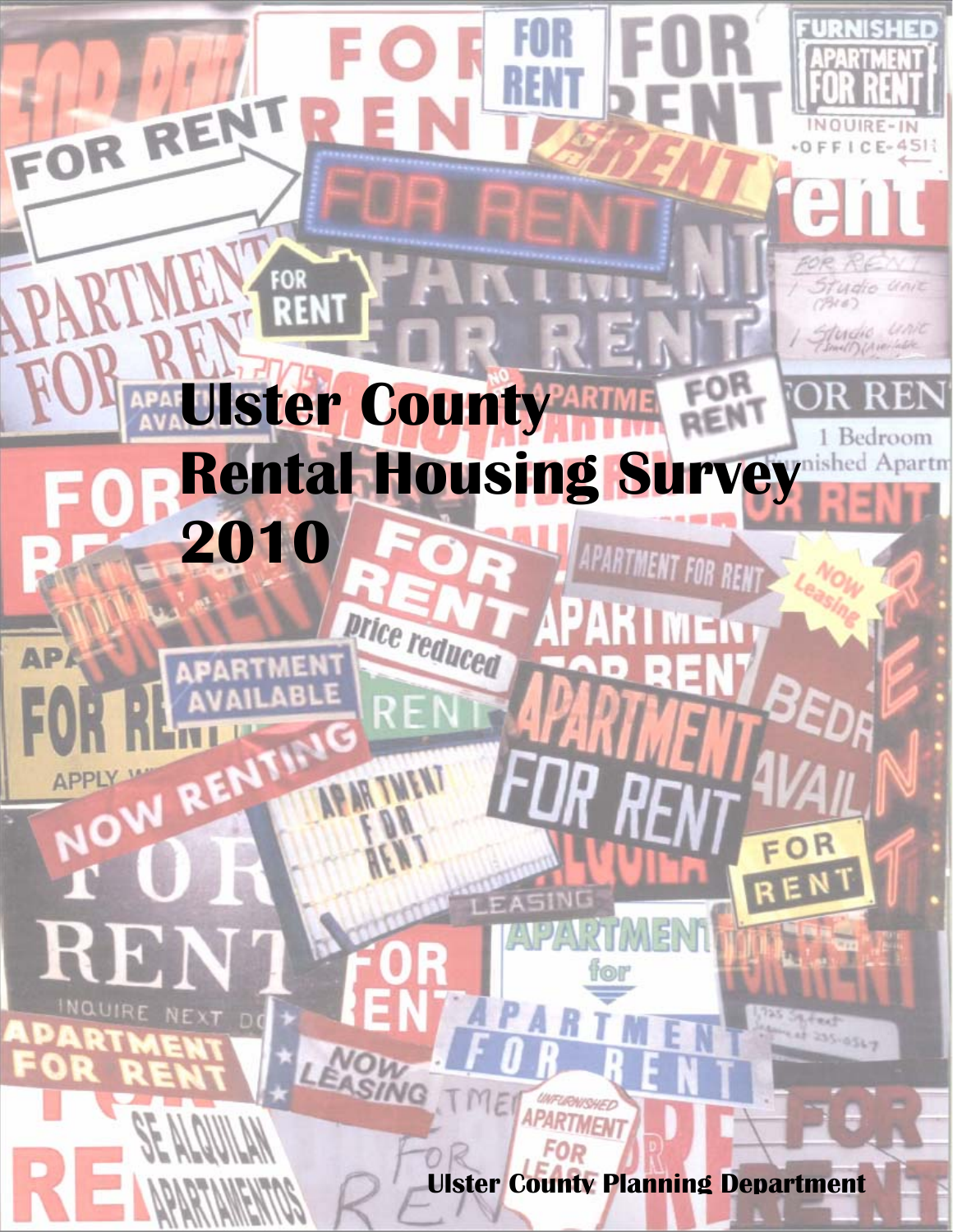# Ulster County Rental Housing Survey 2010

Ulster County Planning Department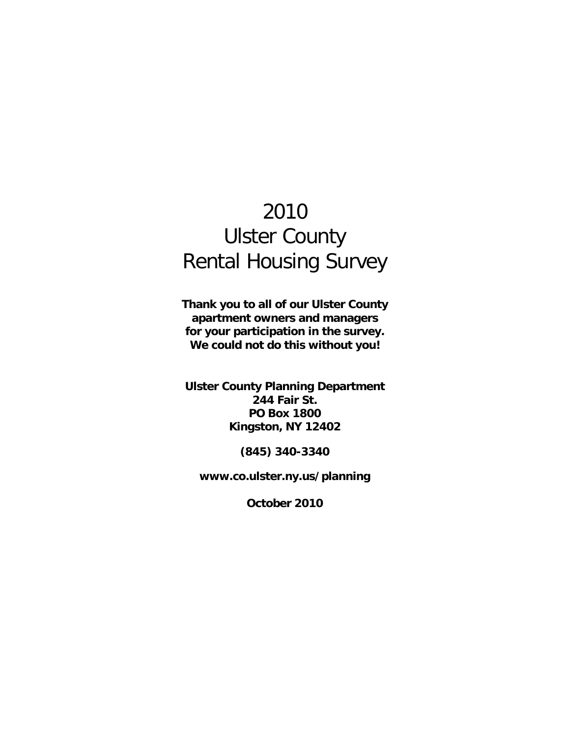# 2010
# Ulster County
# Rental Housing Survey

**Thank you to all of our Ulster County apartment owners and managers for your participation in the survey. We could not do this without you!**

**Ulster County Planning Department**
**244 Fair St.**
**PO Box 1800**
**Kingston, NY 12402**

**(845) 340-3340**

**www.co.ulster.ny.us/planning**

**October 2010**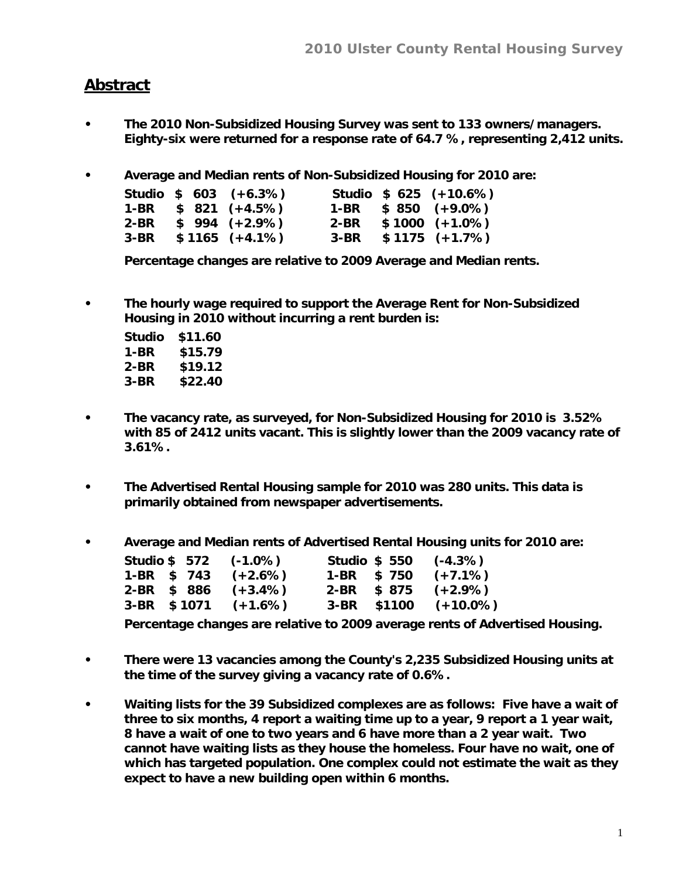## Abstract

- **The 2010 Non-Subsidized Housing Survey was sent to 133 owners/managers. Eighty-six were returned for a response rate of 64.7 %, representing 2,412 units.**

- **Average and Median rents of Non-Subsidized Housing for 2010 are:**

  | Average | | | Median | | |
  |---|---|---|---|---|---|
  | Studio | $ 603 | (+6.3%) | Studio | $ 625 | (+10.6%) |
  | 1-BR | $ 821 | (+4.5%) | 1-BR | $ 850 | (+9.0%) |
  | 2-BR | $ 994 | (+2.9%) | 2-BR | $ 1000 | (+1.0%) |
  | 3-BR | $ 1165 | (+4.1%) | 3-BR | $ 1175 | (+1.7%) |

  **Percentage changes are relative to 2009 Average and Median rents.**

- **The hourly wage required to support the Average Rent for Non-Subsidized Housing in 2010 without incurring a rent burden is:**

  | | |
  |---|---|
  | Studio | $11.60 |
  | 1-BR | $15.79 |
  | 2-BR | $19.12 |
  | 3-BR | $22.40 |

- **The vacancy rate, as surveyed, for Non-Subsidized Housing for 2010 is 3.52% with 85 of 2412 units vacant. This is slightly lower than the 2009 vacancy rate of 3.61%.**

- **The Advertised Rental Housing sample for 2010 was 280 units. This data is primarily obtained from newspaper advertisements.**

- **Average and Median rents of Advertised Rental Housing units for 2010 are:**

  | Average | | | Median | | |
  |---|---|---|---|---|---|
  | Studio | $ 572 | (-1.0%) | Studio | $ 550 | (-4.3%) |
  | 1-BR | $ 743 | (+2.6%) | 1-BR | $ 750 | (+7.1%) |
  | 2-BR | $ 886 | (+3.4%) | 2-BR | $ 875 | (+2.9%) |
  | 3-BR | $ 1071 | (+1.6%) | 3-BR | $1100 | (+10.0%) |

  **Percentage changes are relative to 2009 average rents of Advertised Housing.**

- **There were 13 vacancies among the County's 2,235 Subsidized Housing units at the time of the survey giving a vacancy rate of 0.6%.**

- **Waiting lists for the 39 Subsidized complexes are as follows: Five have a wait of three to six months, 4 report a waiting time up to a year, 9 report a 1 year wait, 8 have a wait of one to two years and 6 have more than a 2 year wait. Two cannot have waiting lists as they house the homeless. Four have no wait, one of which has targeted population. One complex could not estimate the wait as they expect to have a new building open within 6 months.**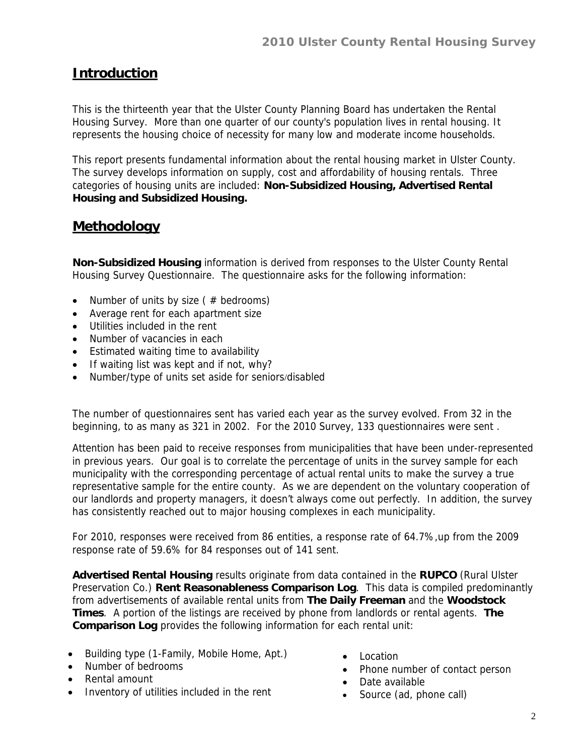## Introduction

This is the thirteenth year that the Ulster County Planning Board has undertaken the Rental Housing Survey. More than one quarter of our county's population lives in rental housing. It represents the housing choice of necessity for many low and moderate income households.

This report presents fundamental information about the rental housing market in Ulster County. The survey develops information on supply, cost and affordability of housing rentals. Three categories of housing units are included: **Non-Subsidized Housing, Advertised Rental Housing and Subsidized Housing.**

## Methodology

**Non-Subsidized Housing** information is derived from responses to the Ulster County Rental Housing Survey Questionnaire. The questionnaire asks for the following information:

- Number of units by size ( # bedrooms)
- Average rent for each apartment size
- Utilities included in the rent
- Number of vacancies in each
- Estimated waiting time to availability
- If waiting list was kept and if not, why?
- Number/type of units set aside for seniors/disabled

The number of questionnaires sent has varied each year as the survey evolved. From 32 in the beginning, to as many as 321 in 2002. For the 2010 Survey, 133 questionnaires were sent .

Attention has been paid to receive responses from municipalities that have been under-represented in previous years. Our goal is to correlate the percentage of units in the survey sample for each municipality with the corresponding percentage of actual rental units to make the survey a true representative sample for the entire county. As we are dependent on the voluntary cooperation of our landlords and property managers, it doesn't always come out perfectly. In addition, the survey has consistently reached out to major housing complexes in each municipality.

For 2010, responses were received from 86 entities, a response rate of 64.7%,up from the 2009 response rate of 59.6% for 84 responses out of 141 sent.

**Advertised Rental Housing** results originate from data contained in the **RUPCO** (Rural Ulster Preservation Co.) **Rent Reasonableness Comparison Log**. This data is compiled predominantly from advertisements of available rental units from **The Daily Freeman** and the **Woodstock Times**. A portion of the listings are received by phone from landlords or rental agents. **The Comparison Log** provides the following information for each rental unit:

- Building type (1-Family, Mobile Home, Apt.)
- Number of bedrooms
- Rental amount
- Inventory of utilities included in the rent
- Location
- Phone number of contact person
- Date available
- Source (ad, phone call)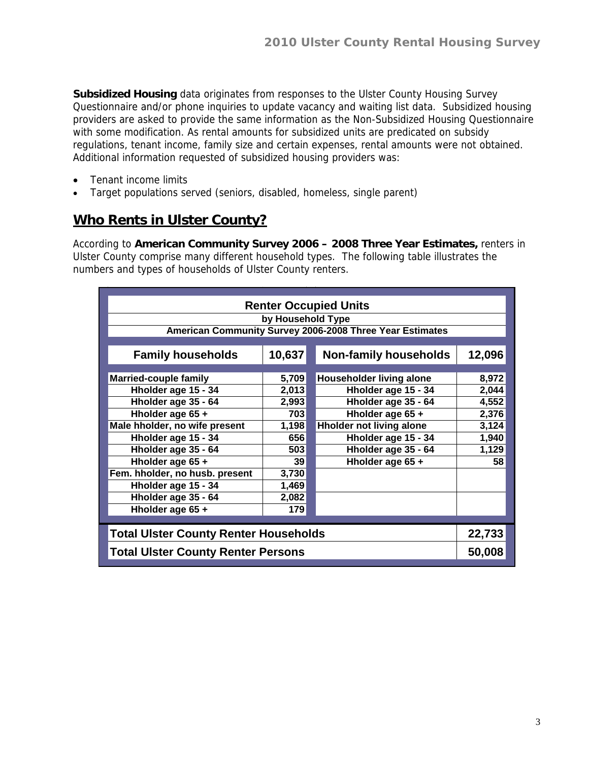**Subsidized Housing** data originates from responses to the Ulster County Housing Survey Questionnaire and/or phone inquiries to update vacancy and waiting list data. Subsidized housing providers are asked to provide the same information as the Non-Subsidized Housing Questionnaire with some modification. As rental amounts for subsidized units are predicated on subsidy regulations, tenant income, family size and certain expenses, rental amounts were not obtained. Additional information requested of subsidized housing providers was:

- Tenant income limits
- Target populations served (seniors, disabled, homeless, single parent)

## Who Rents in Ulster County?

According to **American Community Survey 2006 – 2008 Three Year Estimates,** renters in Ulster County comprise many different household types. The following table illustrates the numbers and types of households of Ulster County renters.

| Renter Occupied Units by Household Type American Community Survey 2006-2008 Three Year Estimates | | | |
|---|---|---|---|
| **Family households** | **10,637** | **Non-family households** | **12,096** |
| **Married-couple family** | **5,709** | **Householder living alone** | **8,972** |
| Hholder age 15 - 34 | 2,013 | Hholder age 15 - 34 | 2,044 |
| Hholder age 35 - 64 | 2,993 | Hholder age 35 - 64 | 4,552 |
| Hholder age 65 + | 703 | Hholder age 65 + | 2,376 |
| **Male hholder, no wife present** | **1,198** | **Hholder not living alone** | **3,124** |
| Hholder age 15 - 34 | 656 | Hholder age 15 - 34 | 1,940 |
| Hholder age 35 - 64 | 503 | Hholder age 35 - 64 | 1,129 |
| Hholder age 65 + | 39 | Hholder age 65 + | 58 |
| **Fem. hholder, no husb. present** | **3,730** | | |
| Hholder age 15 - 34 | 1,469 | | |
| Hholder age 35 - 64 | 2,082 | | |
| Hholder age 65 + | 179 | | |
| **Total Ulster County Renter Households** | | | **22,733** |
| **Total Ulster County Renter Persons** | | | **50,008** |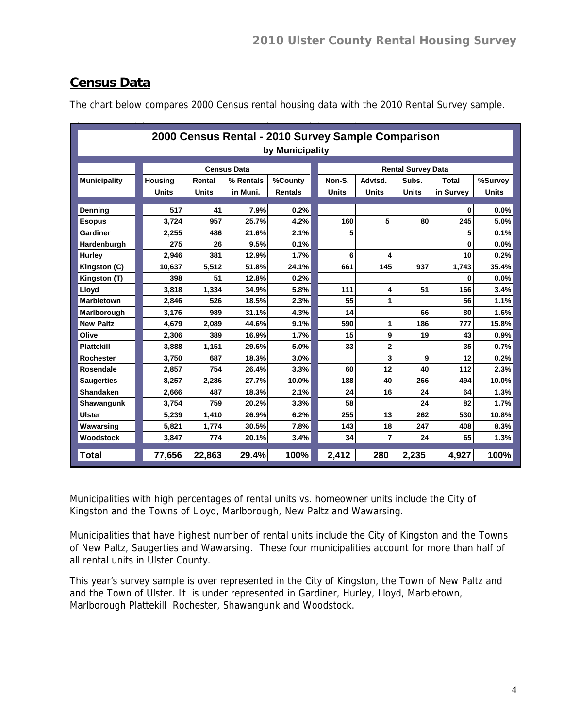## Census Data

The chart below compares 2000 Census rental housing data with the 2010 Rental Survey sample.

| 2000 Census Rental - 2010 Survey Sample Comparison by Municipality | | | | | | | | | |
|---|---|---|---|---|---|---|---|---|---|
| | Census Data | | | | Rental Survey Data | | | | |
| Municipality | Housing Units | Rental Units | % Rentals in Muni. | %County Rentals | Non-S. Units | Advtsd. Units | Subs. Units | Total in Survey | %Survey Units |
| Denning | 517 | 41 | 7.9% | 0.2% | | | | 0 | 0.0% |
| Esopus | 3,724 | 957 | 25.7% | 4.2% | 160 | 5 | 80 | 245 | 5.0% |
| Gardiner | 2,255 | 486 | 21.6% | 2.1% | 5 | | | 5 | 0.1% |
| Hardenburgh | 275 | 26 | 9.5% | 0.1% | | | | 0 | 0.0% |
| Hurley | 2,946 | 381 | 12.9% | 1.7% | 6 | 4 | | 10 | 0.2% |
| Kingston (C) | 10,637 | 5,512 | 51.8% | 24.1% | 661 | 145 | 937 | 1,743 | 35.4% |
| Kingston (T) | 398 | 51 | 12.8% | 0.2% | | | | 0 | 0.0% |
| Lloyd | 3,818 | 1,334 | 34.9% | 5.8% | 111 | 4 | 51 | 166 | 3.4% |
| Marbletown | 2,846 | 526 | 18.5% | 2.3% | 55 | 1 | | 56 | 1.1% |
| Marlborough | 3,176 | 989 | 31.1% | 4.3% | 14 | | 66 | 80 | 1.6% |
| New Paltz | 4,679 | 2,089 | 44.6% | 9.1% | 590 | 1 | 186 | 777 | 15.8% |
| Olive | 2,306 | 389 | 16.9% | 1.7% | 15 | 9 | 19 | 43 | 0.9% |
| Plattekill | 3,888 | 1,151 | 29.6% | 5.0% | 33 | 2 | | 35 | 0.7% |
| Rochester | 3,750 | 687 | 18.3% | 3.0% | | 3 | 9 | 12 | 0.2% |
| Rosendale | 2,857 | 754 | 26.4% | 3.3% | 60 | 12 | 40 | 112 | 2.3% |
| Saugerties | 8,257 | 2,286 | 27.7% | 10.0% | 188 | 40 | 266 | 494 | 10.0% |
| Shandaken | 2,666 | 487 | 18.3% | 2.1% | 24 | 16 | 24 | 64 | 1.3% |
| Shawangunk | 3,754 | 759 | 20.2% | 3.3% | 58 | | 24 | 82 | 1.7% |
| Ulster | 5,239 | 1,410 | 26.9% | 6.2% | 255 | 13 | 262 | 530 | 10.8% |
| Wawarsing | 5,821 | 1,774 | 30.5% | 7.8% | 143 | 18 | 247 | 408 | 8.3% |
| Woodstock | 3,847 | 774 | 20.1% | 3.4% | 34 | 7 | 24 | 65 | 1.3% |
| **Total** | **77,656** | **22,863** | **29.4%** | **100%** | **2,412** | **280** | **2,235** | **4,927** | **100%** |

Municipalities with high percentages of rental units vs. homeowner units include the City of Kingston and the Towns of Lloyd, Marlborough, New Paltz and Wawarsing.

Municipalities that have highest number of rental units include the City of Kingston and the Towns of New Paltz, Saugerties and Wawarsing. These four municipalities account for more than half of all rental units in Ulster County.

This year's survey sample is over represented in the City of Kingston, the Town of New Paltz and and the Town of Ulster. It is under represented in Gardiner, Hurley, Lloyd, Marbletown, Marlborough Plattekill Rochester, Shawangunk and Woodstock.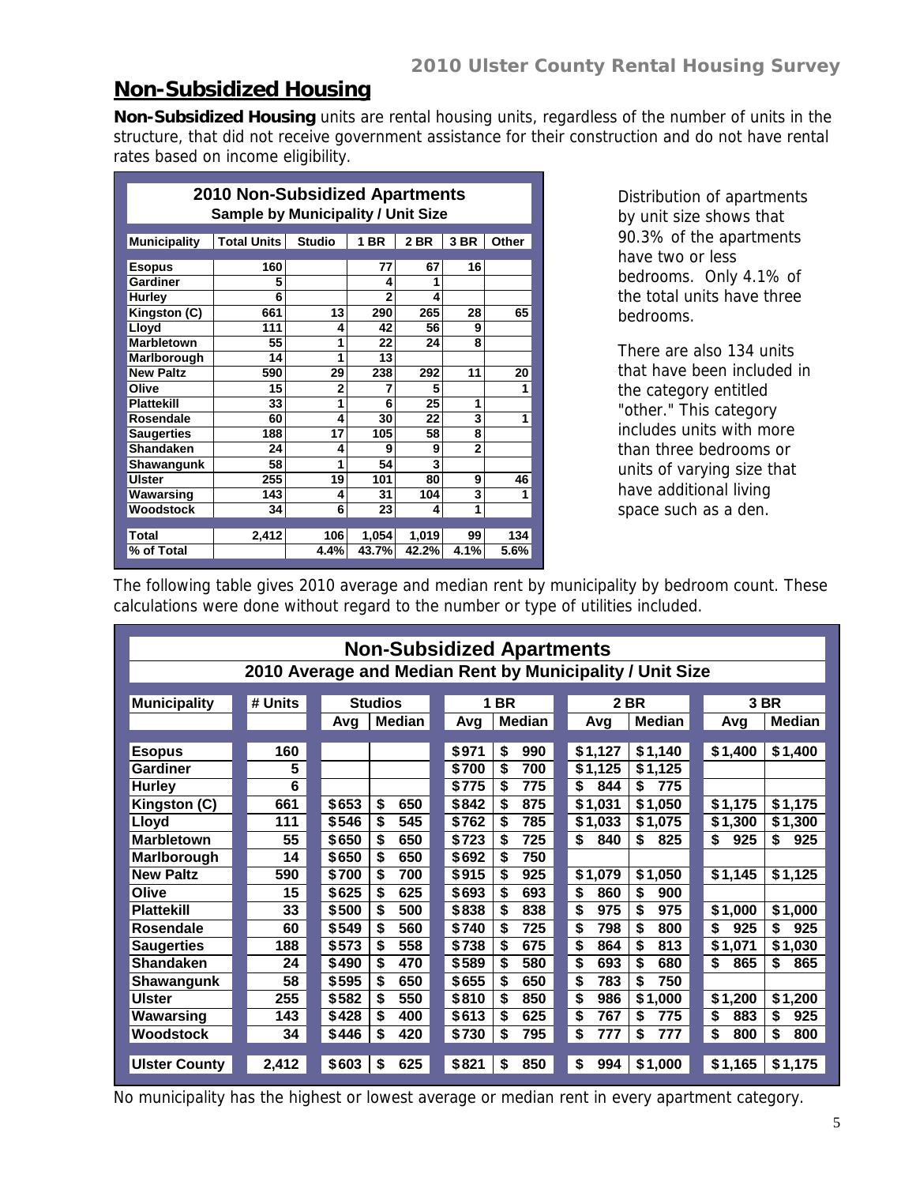## Non-Subsidized Housing

**Non-Subsidized Housing** units are rental housing units, regardless of the number of units in the structure, that did not receive government assistance for their construction and do not have rental rates based on income eligibility.

**2010 Non-Subsidized Apartments**
**Sample by Municipality / Unit Size**

| Municipality | Total Units | Studio | 1 BR | 2 BR | 3 BR | Other |
|---|---|---|---|---|---|---|
| Esopus | 160 | | 77 | 67 | 16 | |
| Gardiner | 5 | | 4 | 1 | | |
| Hurley | 6 | | 2 | 4 | | |
| Kingston (C) | 661 | 13 | 290 | 265 | 28 | 65 |
| Lloyd | 111 | 4 | 42 | 56 | 9 | |
| Marbletown | 55 | 1 | 22 | 24 | 8 | |
| Marlborough | 14 | 1 | 13 | | | |
| New Paltz | 590 | 29 | 238 | 292 | 11 | 20 |
| Olive | 15 | 2 | 7 | 5 | | 1 |
| Plattekill | 33 | 1 | 6 | 25 | 1 | |
| Rosendale | 60 | 4 | 30 | 22 | 3 | 1 |
| Saugerties | 188 | 17 | 105 | 58 | 8 | |
| Shandaken | 24 | 4 | 9 | 9 | 2 | |
| Shawangunk | 58 | 1 | 54 | 3 | | |
| Ulster | 255 | 19 | 101 | 80 | 9 | 46 |
| Wawarsing | 143 | 4 | 31 | 104 | 3 | 1 |
| Woodstock | 34 | 6 | 23 | 4 | 1 | |
| Total | 2,412 | 106 | 1,054 | 1,019 | 99 | 134 |
| % of Total | | 4.4% | 43.7% | 42.2% | 4.1% | 5.6% |

Distribution of apartments by unit size shows that 90.3% of the apartments have two or less bedrooms. Only 4.1% of the total units have three bedrooms.

There are also 134 units that have been included in the category entitled "other." This category includes units with more than three bedrooms or units of varying size that have additional living space such as a den.

The following table gives 2010 average and median rent by municipality by bedroom count. These calculations were done without regard to the number or type of utilities included.

**Non-Subsidized Apartments**
**2010 Average and Median Rent by Municipality / Unit Size**

| Municipality | # Units | Studios | | 1 BR | | 2 BR | | 3 BR | |
|---|---|---|---|---|---|---|---|---|---|
| | | Avg | Median | Avg | Median | Avg | Median | Avg | Median |
| Esopus | 160 | | | $971 | $ 990 | $1,127 | $1,140 | $1,400 | $1,400 |
| Gardiner | 5 | | | $700 | $ 700 | $1,125 | $1,125 | | |
| Hurley | 6 | | | $775 | $ 775 | $ 844 | $ 775 | | |
| Kingston (C) | 661 | $653 | $ 650 | $842 | $ 875 | $1,031 | $1,050 | $1,175 | $1,175 |
| Lloyd | 111 | $546 | $ 545 | $762 | $ 785 | $1,033 | $1,075 | $1,300 | $1,300 |
| Marbletown | 55 | $650 | $ 650 | $723 | $ 725 | $ 840 | $ 825 | $ 925 | $ 925 |
| Marlborough | 14 | $650 | $ 650 | $692 | $ 750 | | | | |
| New Paltz | 590 | $700 | $ 700 | $915 | $ 925 | $1,079 | $1,050 | $1,145 | $1,125 |
| Olive | 15 | $625 | $ 625 | $693 | $ 693 | $ 860 | $ 900 | | |
| Plattekill | 33 | $500 | $ 500 | $838 | $ 838 | $ 975 | $ 975 | $1,000 | $1,000 |
| Rosendale | 60 | $549 | $ 560 | $740 | $ 725 | $ 798 | $ 800 | $ 925 | $ 925 |
| Saugerties | 188 | $573 | $ 558 | $738 | $ 675 | $ 864 | $ 813 | $1,071 | $1,030 |
| Shandaken | 24 | $490 | $ 470 | $589 | $ 580 | $ 693 | $ 680 | $ 865 | $ 865 |
| Shawangunk | 58 | $595 | $ 650 | $655 | $ 650 | $ 783 | $ 750 | | |
| Ulster | 255 | $582 | $ 550 | $810 | $ 850 | $ 986 | $1,000 | $1,200 | $1,200 |
| Wawarsing | 143 | $428 | $ 400 | $613 | $ 625 | $ 767 | $ 775 | $ 883 | $ 925 |
| Woodstock | 34 | $446 | $ 420 | $730 | $ 795 | $ 777 | $ 777 | $ 800 | $ 800 |
| Ulster County | 2,412 | $603 | $ 625 | $821 | $ 850 | $ 994 | $1,000 | $1,165 | $1,175 |

No municipality has the highest or lowest average or median rent in every apartment category.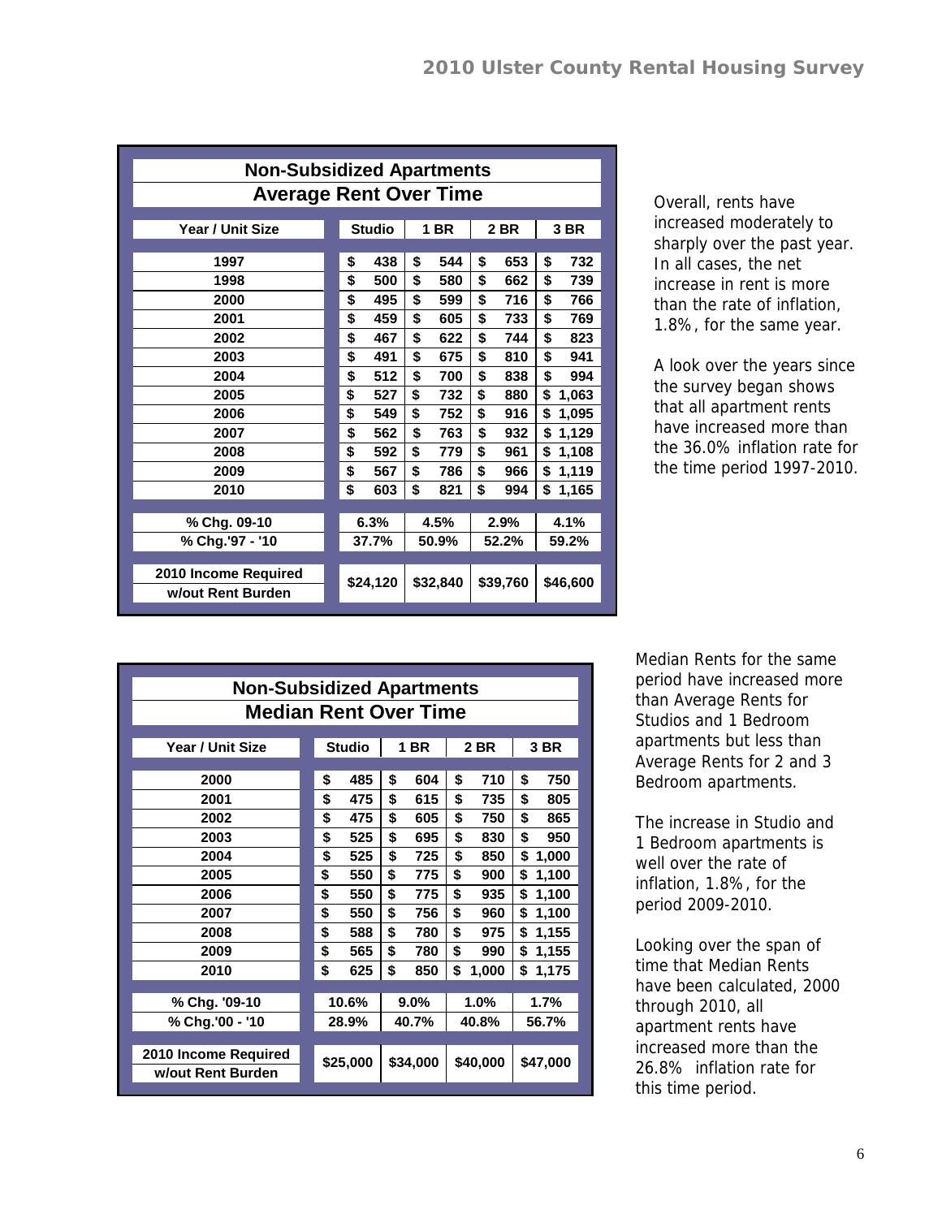| Non-Subsidized Apartments Average Rent Over Time | | | | |
|---|---|---|---|---|
| Year / Unit Size | Studio | 1 BR | 2 BR | 3 BR |
| 1997 | $ 438 | $ 544 | $ 653 | $ 732 |
| 1998 | $ 500 | $ 580 | $ 662 | $ 739 |
| 2000 | $ 495 | $ 599 | $ 716 | $ 766 |
| 2001 | $ 459 | $ 605 | $ 733 | $ 769 |
| 2002 | $ 467 | $ 622 | $ 744 | $ 823 |
| 2003 | $ 491 | $ 675 | $ 810 | $ 941 |
| 2004 | $ 512 | $ 700 | $ 838 | $ 994 |
| 2005 | $ 527 | $ 732 | $ 880 | $ 1,063 |
| 2006 | $ 549 | $ 752 | $ 916 | $ 1,095 |
| 2007 | $ 562 | $ 763 | $ 932 | $ 1,129 |
| 2008 | $ 592 | $ 779 | $ 961 | $ 1,108 |
| 2009 | $ 567 | $ 786 | $ 966 | $ 1,119 |
| 2010 | $ 603 | $ 821 | $ 994 | $ 1,165 |
| % Chg. 09-10 | 6.3% | 4.5% | 2.9% | 4.1% |
| % Chg.'97 - '10 | 37.7% | 50.9% | 52.2% | 59.2% |
| 2010 Income Required w/out Rent Burden | $24,120 | $32,840 | $39,760 | $46,600 |

Overall, rents have increased moderately to sharply over the past year. In all cases, the net increase in rent is more than the rate of inflation, 1.8%, for the same year.

A look over the years since the survey began shows that all apartment rents have increased more than the 36.0% inflation rate for the time period 1997-2010.

| Non-Subsidized Apartments Median Rent Over Time | | | | |
|---|---|---|---|---|
| Year / Unit Size | Studio | 1 BR | 2 BR | 3 BR |
| 2000 | $ 485 | $ 604 | $ 710 | $ 750 |
| 2001 | $ 475 | $ 615 | $ 735 | $ 805 |
| 2002 | $ 475 | $ 605 | $ 750 | $ 865 |
| 2003 | $ 525 | $ 695 | $ 830 | $ 950 |
| 2004 | $ 525 | $ 725 | $ 850 | $ 1,000 |
| 2005 | $ 550 | $ 775 | $ 900 | $ 1,100 |
| 2006 | $ 550 | $ 775 | $ 935 | $ 1,100 |
| 2007 | $ 550 | $ 756 | $ 960 | $ 1,100 |
| 2008 | $ 588 | $ 780 | $ 975 | $ 1,155 |
| 2009 | $ 565 | $ 780 | $ 990 | $ 1,155 |
| 2010 | $ 625 | $ 850 | $ 1,000 | $ 1,175 |
| % Chg. '09-10 | 10.6% | 9.0% | 1.0% | 1.7% |
| % Chg.'00 - '10 | 28.9% | 40.7% | 40.8% | 56.7% |
| 2010 Income Required w/out Rent Burden | $25,000 | $34,000 | $40,000 | $47,000 |

Median Rents for the same period have increased more than Average Rents for Studios and 1 Bedroom apartments but less than Average Rents for 2 and 3 Bedroom apartments.

The increase in Studio and 1 Bedroom apartments is well over the rate of inflation, 1.8%, for the period 2009-2010.

Looking over the span of time that Median Rents have been calculated, 2000 through 2010, all apartment rents have increased more than the 26.8% inflation rate for this time period.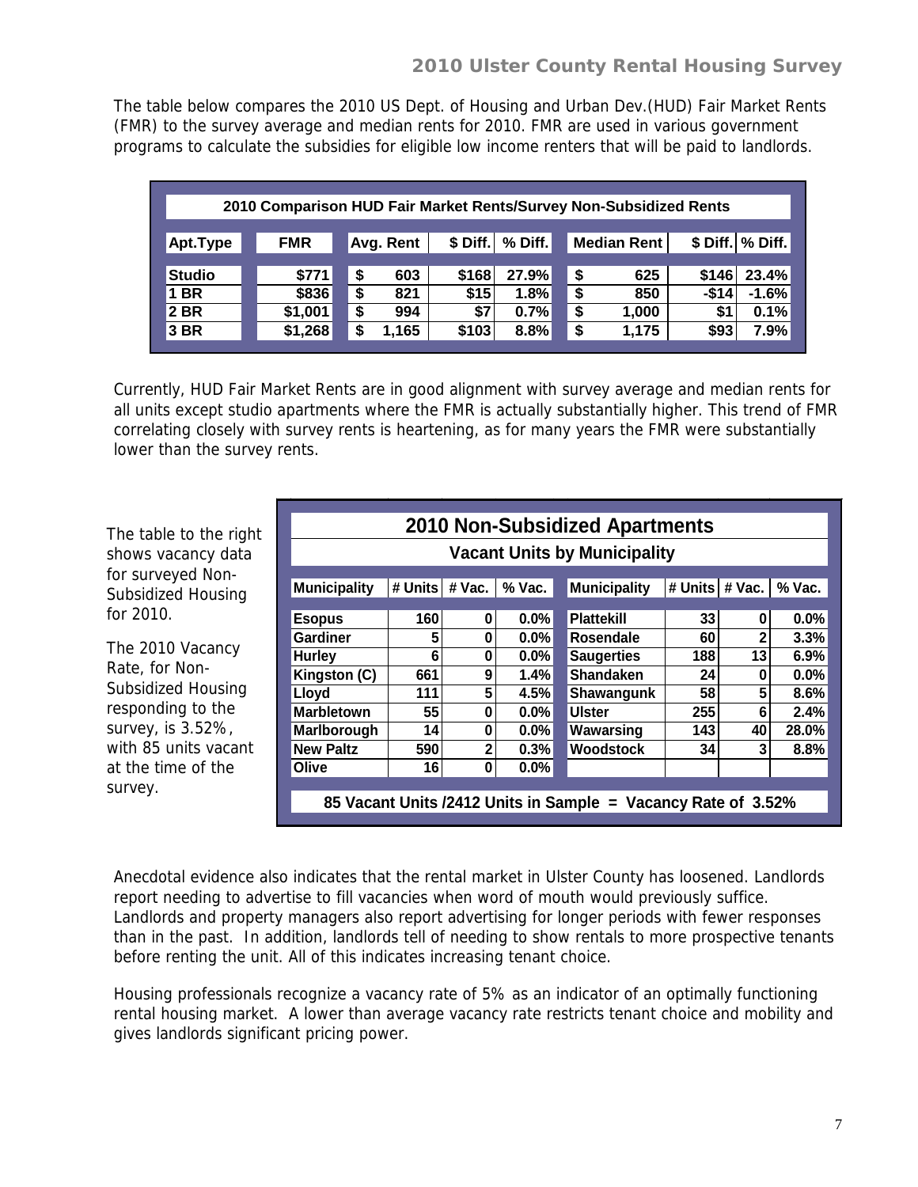The table below compares the 2010 US Dept. of Housing and Urban Dev.(HUD) Fair Market Rents (FMR) to the survey average and median rents for 2010. FMR are used in various government programs to calculate the subsidies for eligible low income renters that will be paid to landlords.

**2010 Comparison HUD Fair Market Rents/Survey Non-Subsidized Rents**

| Apt.Type | FMR | Avg. Rent | $ Diff. | % Diff. | Median Rent | $ Diff. | % Diff. |
|---|---|---|---|---|---|---|---|
| Studio | $771 | $ 603 | $168 | 27.9% | $ 625 | $146 | 23.4% |
| 1 BR | $836 | $ 821 | $15 | 1.8% | $ 850 | -$14 | -1.6% |
| 2 BR | $1,001 | $ 994 | $7 | 0.7% | $ 1,000 | $1 | 0.1% |
| 3 BR | $1,268 | $ 1,165 | $103 | 8.8% | $ 1,175 | $93 | 7.9% |

Currently, HUD Fair Market Rents are in good alignment with survey average and median rents for all units except studio apartments where the FMR is actually substantially higher. This trend of FMR correlating closely with survey rents is heartening, as for many years the FMR were substantially lower than the survey rents.

The table to the right shows vacancy data for surveyed Non-Subsidized Housing for 2010.

The 2010 Vacancy Rate, for Non-Subsidized Housing responding to the survey, is 3.52%, with 85 units vacant at the time of the survey.

**2010 Non-Subsidized Apartments**

**Vacant Units by Municipality**

| Municipality | # Units | # Vac. | % Vac. | Municipality | # Units | # Vac. | % Vac. |
|---|---|---|---|---|---|---|---|
| Esopus | 160 | 0 | 0.0% | Plattekill | 33 | 0 | 0.0% |
| Gardiner | 5 | 0 | 0.0% | Rosendale | 60 | 2 | 3.3% |
| Hurley | 6 | 0 | 0.0% | Saugerties | 188 | 13 | 6.9% |
| Kingston (C) | 661 | 9 | 1.4% | Shandaken | 24 | 0 | 0.0% |
| Lloyd | 111 | 5 | 4.5% | Shawangunk | 58 | 5 | 8.6% |
| Marbletown | 55 | 0 | 0.0% | Ulster | 255 | 6 | 2.4% |
| Marlborough | 14 | 0 | 0.0% | Wawarsing | 143 | 40 | 28.0% |
| New Paltz | 590 | 2 | 0.3% | Woodstock | 34 | 3 | 8.8% |
| Olive | 16 | 0 | 0.0% | | | | |

**85 Vacant Units /2412 Units in Sample = Vacancy Rate of 3.52%**

Anecdotal evidence also indicates that the rental market in Ulster County has loosened. Landlords report needing to advertise to fill vacancies when word of mouth would previously suffice. Landlords and property managers also report advertising for longer periods with fewer responses than in the past. In addition, landlords tell of needing to show rentals to more prospective tenants before renting the unit. All of this indicates increasing tenant choice.

Housing professionals recognize a vacancy rate of 5% as an indicator of an optimally functioning rental housing market. A lower than average vacancy rate restricts tenant choice and mobility and gives landlords significant pricing power.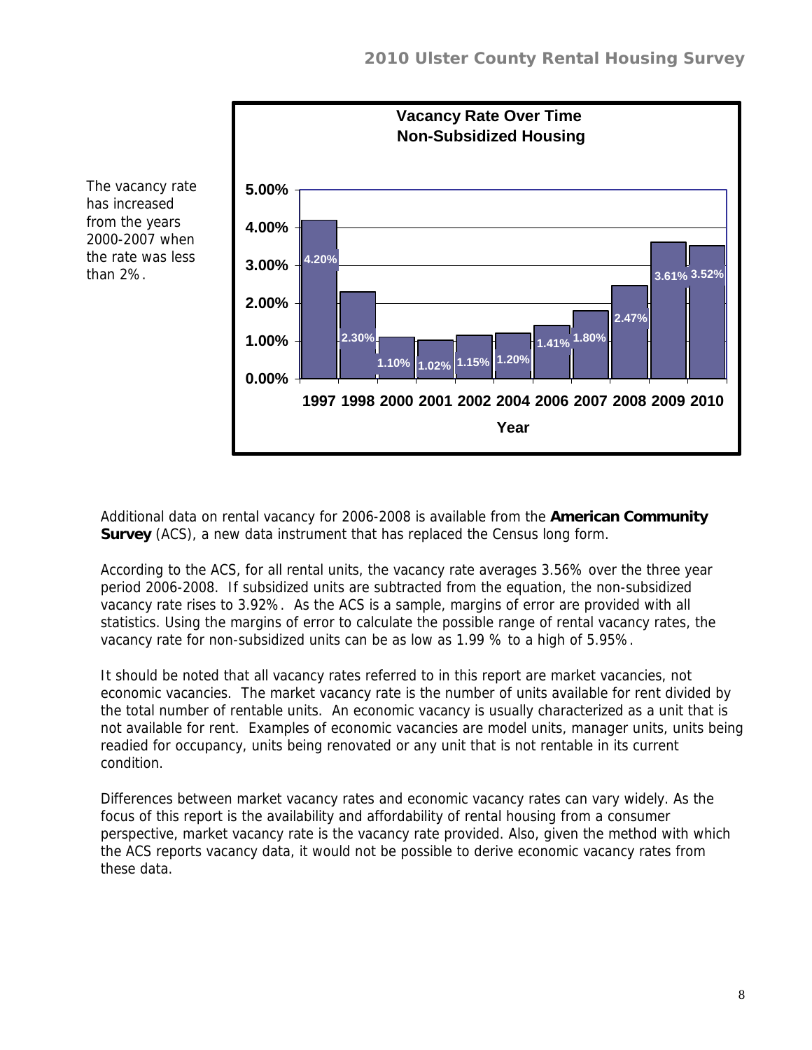The vacancy rate has increased from the years 2000-2007 when the rate was less than 2%.

**Vacancy Rate Over Time**
**Non-Subsidized Housing**

| Year | Vacancy Rate |
|---|---|
| 1997 | 4.20% |
| 1998 | 2.30% |
| 2000 | 1.10% |
| 2001 | 1.02% |
| 2002 | 1.15% |
| 2004 | 1.20% |
| 2006 | 1.41% |
| 2007 | 1.80% |
| 2008 | 2.47% |
| 2009 | 3.61% |
| 2010 | 3.52% |

Additional data on rental vacancy for 2006-2008 is available from the **American Community Survey** (ACS), a new data instrument that has replaced the Census long form.

According to the ACS, for all rental units, the vacancy rate averages 3.56% over the three year period 2006-2008. If subsidized units are subtracted from the equation, the non-subsidized vacancy rate rises to 3.92%. As the ACS is a sample, margins of error are provided with all statistics. Using the margins of error to calculate the possible range of rental vacancy rates, the vacancy rate for non-subsidized units can be as low as 1.99 % to a high of 5.95%.

It should be noted that all vacancy rates referred to in this report are market vacancies, not economic vacancies. The market vacancy rate is the number of units available for rent divided by the total number of rentable units. An economic vacancy is usually characterized as a unit that is not available for rent. Examples of economic vacancies are model units, manager units, units being readied for occupancy, units being renovated or any unit that is not rentable in its current condition.

Differences between market vacancy rates and economic vacancy rates can vary widely. As the focus of this report is the availability and affordability of rental housing from a consumer perspective, market vacancy rate is the vacancy rate provided. Also, given the method with which the ACS reports vacancy data, it would not be possible to derive economic vacancy rates from these data.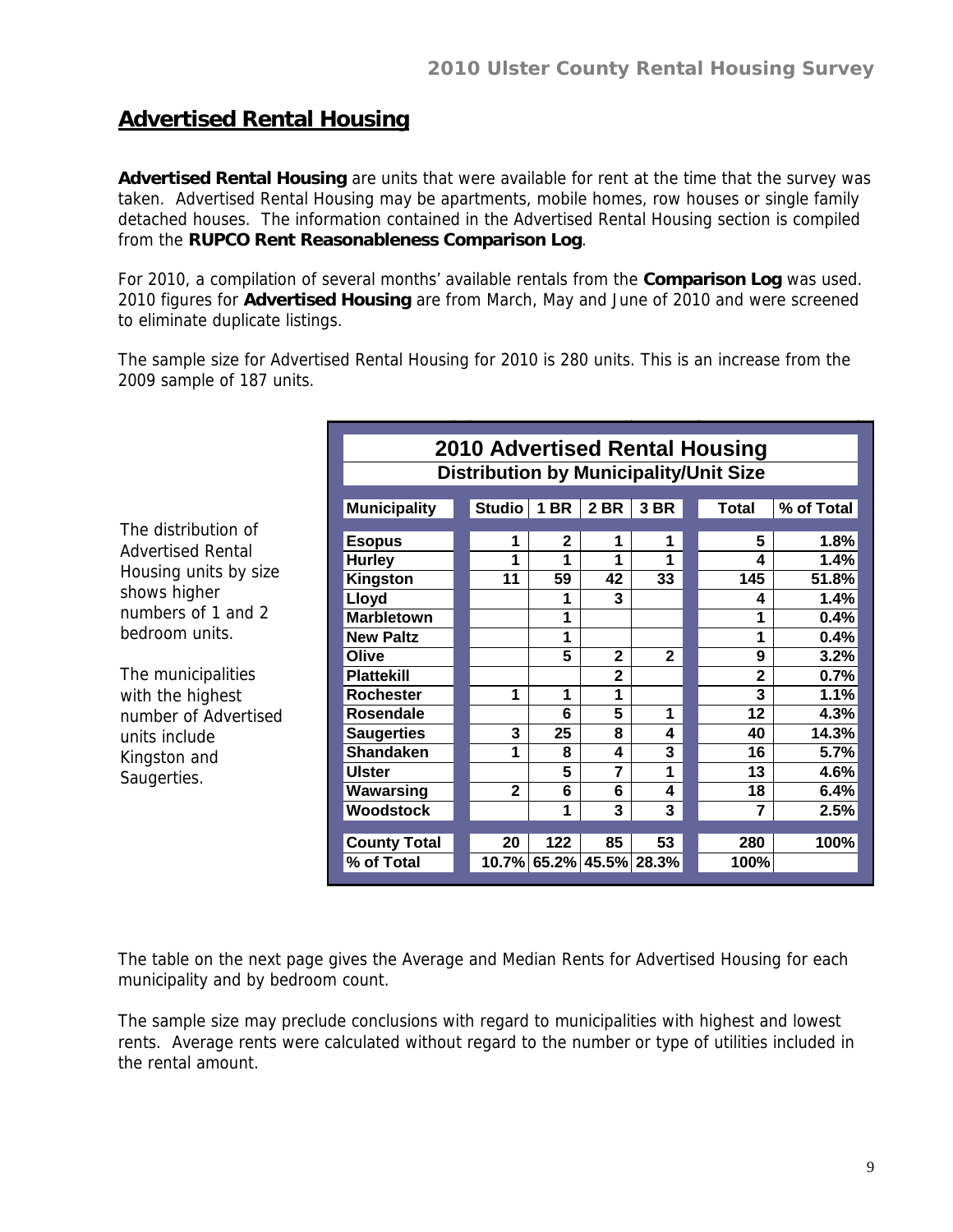## Advertised Rental Housing

**Advertised Rental Housing** are units that were available for rent at the time that the survey was taken. Advertised Rental Housing may be apartments, mobile homes, row houses or single family detached houses. The information contained in the Advertised Rental Housing section is compiled from the **RUPCO Rent Reasonableness Comparison Log**.

For 2010, a compilation of several months' available rentals from the **Comparison Log** was used. 2010 figures for **Advertised Housing** are from March, May and June of 2010 and were screened to eliminate duplicate listings.

The sample size for Advertised Rental Housing for 2010 is 280 units. This is an increase from the 2009 sample of 187 units.

The distribution of Advertised Rental Housing units by size shows higher numbers of 1 and 2 bedroom units.

The municipalities with the highest number of Advertised units include Kingston and Saugerties.

**2010 Advertised Rental Housing**
**Distribution by Municipality/Unit Size**

| Municipality | Studio | 1 BR | 2 BR | 3 BR | Total | % of Total |
|---|---|---|---|---|---|---|
| Esopus | 1 | 2 | 1 | 1 | 5 | 1.8% |
| Hurley | 1 | 1 | 1 | 1 | 4 | 1.4% |
| Kingston | 11 | 59 | 42 | 33 | 145 | 51.8% |
| Lloyd | | 1 | 3 | | 4 | 1.4% |
| Marbletown | | 1 | | | 1 | 0.4% |
| New Paltz | | 1 | | | 1 | 0.4% |
| Olive | | 5 | 2 | 2 | 9 | 3.2% |
| Plattekill | | | 2 | | 2 | 0.7% |
| Rochester | 1 | 1 | 1 | | 3 | 1.1% |
| Rosendale | | 6 | 5 | 1 | 12 | 4.3% |
| Saugerties | 3 | 25 | 8 | 4 | 40 | 14.3% |
| Shandaken | 1 | 8 | 4 | 3 | 16 | 5.7% |
| Ulster | | 5 | 7 | 1 | 13 | 4.6% |
| Wawarsing | 2 | 6 | 6 | 4 | 18 | 6.4% |
| Woodstock | | 1 | 3 | 3 | 7 | 2.5% |
| County Total | 20 | 122 | 85 | 53 | 280 | 100% |
| % of Total | 10.7% | 65.2% | 45.5% | 28.3% | 100% | |

The table on the next page gives the Average and Median Rents for Advertised Housing for each municipality and by bedroom count.

The sample size may preclude conclusions with regard to municipalities with highest and lowest rents. Average rents were calculated without regard to the number or type of utilities included in the rental amount.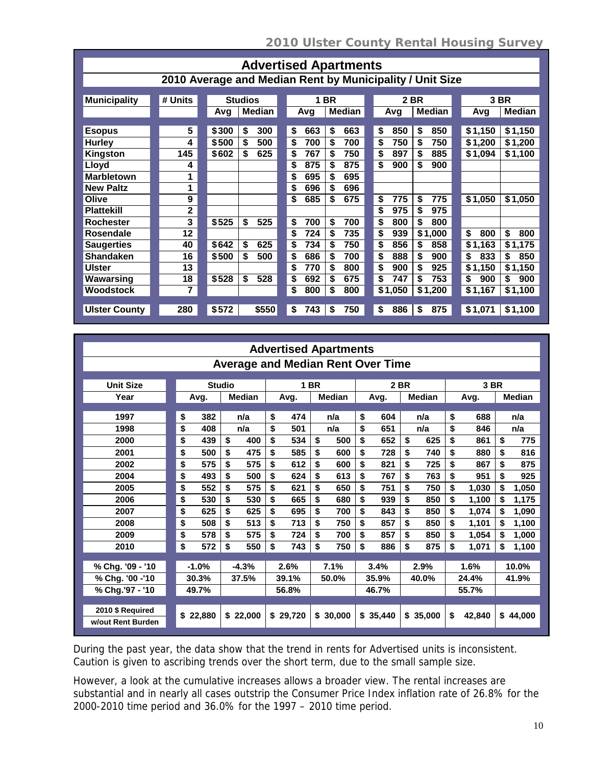## Advertised Apartments

### 2010 Average and Median Rent by Municipality / Unit Size

| Municipality | # Units | Studios | | 1 BR | | 2 BR | | 3 BR | |
|---|---|---|---|---|---|---|---|---|---|
| | | Avg | Median | Avg | Median | Avg | Median | Avg | Median |
| Esopus | 5 | $300 | $ 300 | $ 663 | $ 663 | $ 850 | $ 850 | $1,150 | $1,150 |
| Hurley | 4 | $500 | $ 500 | $ 700 | $ 700 | $ 750 | $ 750 | $1,200 | $1,200 |
| Kingston | 145 | $602 | $ 625 | $ 767 | $ 750 | $ 897 | $ 885 | $1,094 | $1,100 |
| Lloyd | 4 | | | $ 875 | $ 875 | $ 900 | $ 900 | | |
| Marbletown | 1 | | | $ 695 | $ 695 | | | | |
| New Paltz | 1 | | | $ 696 | $ 696 | | | | |
| Olive | 9 | | | $ 685 | $ 675 | $ 775 | $ 775 | $1,050 | $1,050 |
| Plattekill | 2 | | | | | $ 975 | $ 975 | | |
| Rochester | 3 | $525 | $ 525 | $ 700 | $ 700 | $ 800 | $ 800 | | |
| Rosendale | 12 | | | $ 724 | $ 735 | $ 939 | $1,000 | $ 800 | $ 800 |
| Saugerties | 40 | $642 | $ 625 | $ 734 | $ 750 | $ 856 | $ 858 | $1,163 | $1,175 |
| Shandaken | 16 | $500 | $ 500 | $ 686 | $ 700 | $ 888 | $ 900 | $ 833 | $ 850 |
| Ulster | 13 | | | $ 770 | $ 800 | $ 900 | $ 925 | $1,150 | $1,150 |
| Wawarsing | 18 | $528 | $ 528 | $ 692 | $ 675 | $ 747 | $ 753 | $ 900 | $ 900 |
| Woodstock | 7 | | | $ 800 | $ 800 | $1,050 | $1,200 | $1,167 | $1,100 |
| Ulster County | 280 | $572 | $550 | $ 743 | $ 750 | $ 886 | $ 875 | $1,071 | $1,100 |

## Advertised Apartments

### Average and Median Rent Over Time

| Unit Size | Studio | | 1 BR | | 2 BR | | 3 BR | |
|---|---|---|---|---|---|---|---|---|
| Year | Avg. | Median | Avg. | Median | Avg. | Median | Avg. | Median |
| 1997 | $ 382 | n/a | $ 474 | n/a | $ 604 | n/a | $ 688 | n/a |
| 1998 | $ 408 | n/a | $ 501 | n/a | $ 651 | n/a | $ 846 | n/a |
| 2000 | $ 439 | $ 400 | $ 534 | $ 500 | $ 652 | $ 625 | $ 861 | $ 775 |
| 2001 | $ 500 | $ 475 | $ 585 | $ 600 | $ 728 | $ 740 | $ 880 | $ 816 |
| 2002 | $ 575 | $ 575 | $ 612 | $ 600 | $ 821 | $ 725 | $ 867 | $ 875 |
| 2004 | $ 493 | $ 500 | $ 624 | $ 613 | $ 767 | $ 763 | $ 951 | $ 925 |
| 2005 | $ 552 | $ 575 | $ 621 | $ 650 | $ 751 | $ 750 | $ 1,030 | $ 1,050 |
| 2006 | $ 530 | $ 530 | $ 665 | $ 680 | $ 939 | $ 850 | $ 1,100 | $ 1,175 |
| 2007 | $ 625 | $ 625 | $ 695 | $ 700 | $ 843 | $ 850 | $ 1,074 | $ 1,090 |
| 2008 | $ 508 | $ 513 | $ 713 | $ 750 | $ 857 | $ 850 | $ 1,101 | $ 1,100 |
| 2009 | $ 578 | $ 575 | $ 724 | $ 700 | $ 857 | $ 850 | $ 1,054 | $ 1,000 |
| 2010 | $ 572 | $ 550 | $ 743 | $ 750 | $ 886 | $ 875 | $ 1,071 | $ 1,100 |
| % Chg. '09 - '10 | -1.0% | -4.3% | 2.6% | 7.1% | 3.4% | 2.9% | 1.6% | 10.0% |
| % Chg. '00 -'10 | 30.3% | 37.5% | 39.1% | 50.0% | 35.9% | 40.0% | 24.4% | 41.9% |
| % Chg.'97 - '10 | 49.7% | | 56.8% | | 46.7% | | 55.7% | |
| 2010 $ Required w/out Rent Burden | $ 22,880 | $ 22,000 | $ 29,720 | $ 30,000 | $ 35,440 | $ 35,000 | $ 42,840 | $ 44,000 |

During the past year, the data show that the trend in rents for Advertised units is inconsistent. Caution is given to ascribing trends over the short term, due to the small sample size.

However, a look at the cumulative increases allows a broader view. The rental increases are substantial and in nearly all cases outstrip the Consumer Price Index inflation rate of 26.8% for the 2000-2010 time period and 36.0% for the 1997 – 2010 time period.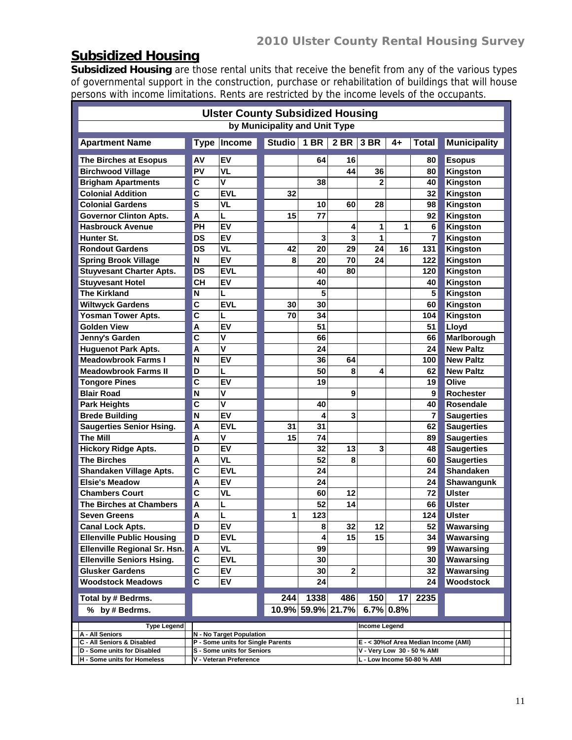## Subsidized Housing

**Subsidized Housing** are those rental units that receive the benefit from any of the various types of governmental support in the construction, purchase or rehabilitation of buildings that will house persons with income limitations. Rents are restricted by the income levels of the occupants.

**Ulster County Subsidized Housing**
**by Municipality and Unit Type**

| Apartment Name | Type | Income | Studio | 1 BR | 2 BR | 3 BR | 4+ | Total | Municipality |
|---|---|---|---|---|---|---|---|---|---|
| The Birches at Esopus | AV | EV | | 64 | 16 | | | 80 | Esopus |
| Birchwood Village | PV | VL | | | 44 | 36 | | 80 | Kingston |
| Brigham Apartments | C | V | | 38 | | 2 | | 40 | Kingston |
| Colonial Addition | C | EVL | 32 | | | | | 32 | Kingston |
| Colonial Gardens | S | VL | | 10 | 60 | 28 | | 98 | Kingston |
| Governor Clinton Apts. | A | L | 15 | 77 | | | | 92 | Kingston |
| Hasbrouck Avenue | PH | EV | | | 4 | 1 | 1 | 6 | Kingston |
| Hunter St. | DS | EV | | 3 | 3 | 1 | | 7 | Kingston |
| Rondout Gardens | DS | VL | 42 | 20 | 29 | 24 | 16 | 131 | Kingston |
| Spring Brook Village | N | EV | 8 | 20 | 70 | 24 | | 122 | Kingston |
| Stuyvesant Charter Apts. | DS | EVL | | 40 | 80 | | | 120 | Kingston |
| Stuyvesant Hotel | CH | EV | | 40 | | | | 40 | Kingston |
| The Kirkland | N | L | | 5 | | | | 5 | Kingston |
| Wiltwyck Gardens | C | EVL | 30 | 30 | | | | 60 | Kingston |
| Yosman Tower Apts. | C | L | 70 | 34 | | | | 104 | Kingston |
| Golden View | A | EV | | 51 | | | | 51 | Lloyd |
| Jenny's Garden | C | V | | 66 | | | | 66 | Marlborough |
| Huguenot Park Apts. | A | V | | 24 | | | | 24 | New Paltz |
| Meadowbrook Farms I | N | EV | | 36 | 64 | | | 100 | New Paltz |
| Meadowbrook Farms II | D | L | | 50 | 8 | 4 | | 62 | New Paltz |
| Tongore Pines | C | EV | | 19 | | | | 19 | Olive |
| Blair Road | N | V | | | 9 | | | 9 | Rochester |
| Park Heights | C | V | | 40 | | | | 40 | Rosendale |
| Brede Building | N | EV | | 4 | 3 | | | 7 | Saugerties |
| Saugerties Senior Hsing. | A | EVL | 31 | 31 | | | | 62 | Saugerties |
| The Mill | A | V | 15 | 74 | | | | 89 | Saugerties |
| Hickory Ridge Apts. | D | EV | | 32 | 13 | 3 | | 48 | Saugerties |
| The Birches | A | VL | | 52 | 8 | | | 60 | Saugerties |
| Shandaken Village Apts. | C | EVL | | 24 | | | | 24 | Shandaken |
| Elsie's Meadow | A | EV | | 24 | | | | 24 | Shawangunk |
| Chambers Court | C | VL | | 60 | 12 | | | 72 | Ulster |
| The Birches at Chambers | A | L | | 52 | 14 | | | 66 | Ulster |
| Seven Greens | A | L | 1 | 123 | | | | 124 | Ulster |
| Canal Lock Apts. | D | EV | | 8 | 32 | 12 | | 52 | Wawarsing |
| Ellenville Public Housing | D | EVL | | 4 | 15 | 15 | | 34 | Wawarsing |
| Ellenville Regional Sr. Hsn. | A | VL | | 99 | | | | 99 | Wawarsing |
| Ellenville Seniors Hsing. | C | EVL | | 30 | | | | 30 | Wawarsing |
| Glusker Gardens | C | EV | | 30 | 2 | | | 32 | Wawarsing |
| Woodstock Meadows | C | EV | | 24 | | | | 24 | Woodstock |
| Total by # Bedrms. | | | 244 | 1338 | 486 | 150 | 17 | 2235 | |
| % by # Bedrms. | | | 10.9% | 59.9% | 21.7% | 6.7% | 0.8% | | |

| Type Legend | | Income Legend |
|---|---|---|
| A - All Seniors | N - No Target Population | |
| C - All Seniors & Disabled | P - Some units for Single Parents | E - < 30%of Area Median Income (AMI) |
| D - Some units for Disabled | S - Some units for Seniors | V - Very Low 30 - 50 % AMI |
| H - Some units for Homeless | V - Veteran Preference | L - Low Income 50-80 % AMI |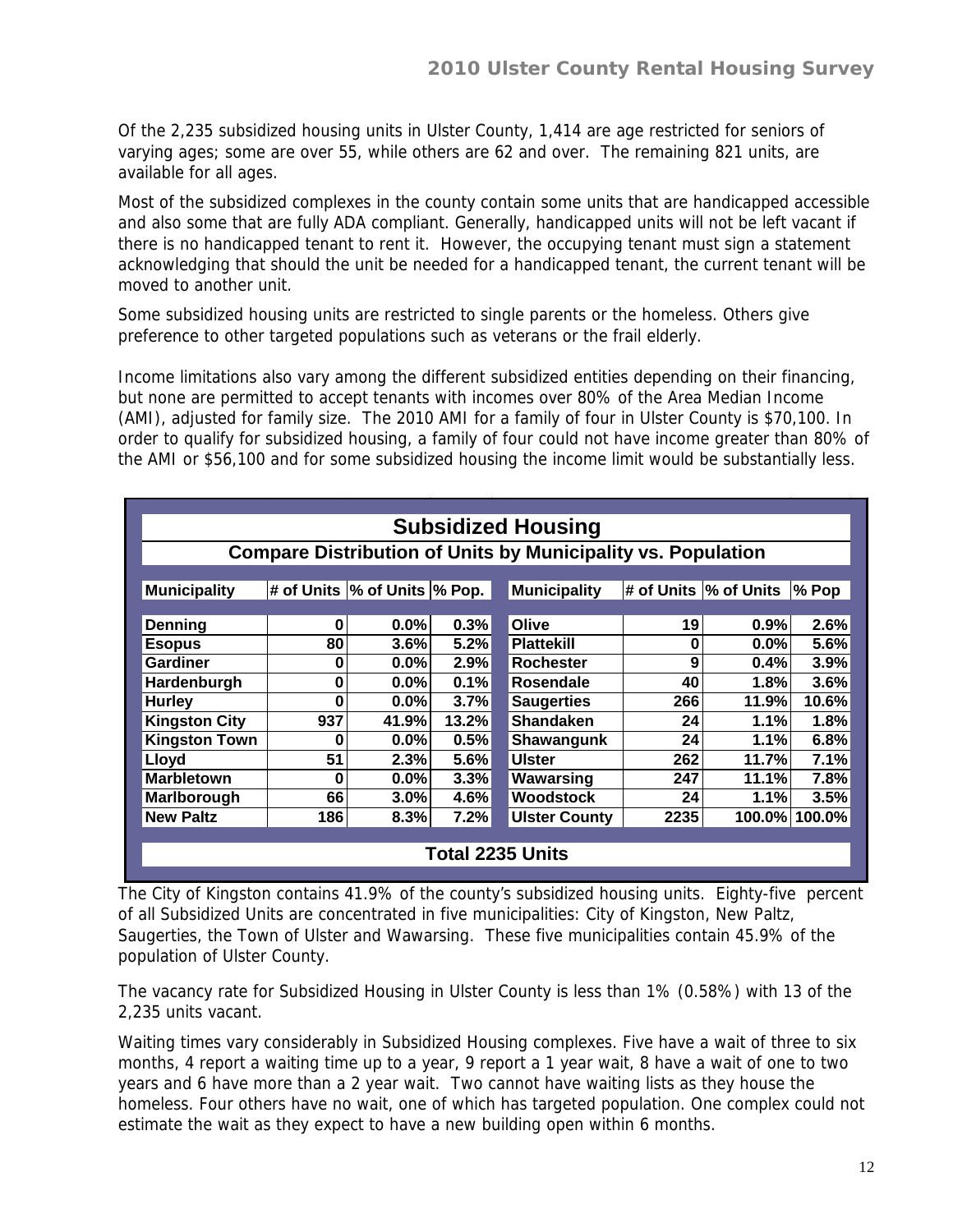Of the 2,235 subsidized housing units in Ulster County, 1,414 are age restricted for seniors of varying ages; some are over 55, while others are 62 and over. The remaining 821 units, are available for all ages.

Most of the subsidized complexes in the county contain some units that are handicapped accessible and also some that are fully ADA compliant. Generally, handicapped units will not be left vacant if there is no handicapped tenant to rent it. However, the occupying tenant must sign a statement acknowledging that should the unit be needed for a handicapped tenant, the current tenant will be moved to another unit.

Some subsidized housing units are restricted to single parents or the homeless. Others give preference to other targeted populations such as veterans or the frail elderly.

Income limitations also vary among the different subsidized entities depending on their financing, but none are permitted to accept tenants with incomes over 80% of the Area Median Income (AMI), adjusted for family size. The 2010 AMI for a family of four in Ulster County is $70,100. In order to qualify for subsidized housing, a family of four could not have income greater than 80% of the AMI or $56,100 and for some subsidized housing the income limit would be substantially less.

**Subsidized Housing**

**Compare Distribution of Units by Municipality vs. Population**

| Municipality | # of Units | % of Units | % Pop. | Municipality | # of Units | % of Units | % Pop |
|---|---|---|---|---|---|---|---|
| Denning | 0 | 0.0% | 0.3% | Olive | 19 | 0.9% | 2.6% |
| Esopus | 80 | 3.6% | 5.2% | Plattekill | 0 | 0.0% | 5.6% |
| Gardiner | 0 | 0.0% | 2.9% | Rochester | 9 | 0.4% | 3.9% |
| Hardenburgh | 0 | 0.0% | 0.1% | Rosendale | 40 | 1.8% | 3.6% |
| Hurley | 0 | 0.0% | 3.7% | Saugerties | 266 | 11.9% | 10.6% |
| Kingston City | 937 | 41.9% | 13.2% | Shandaken | 24 | 1.1% | 1.8% |
| Kingston Town | 0 | 0.0% | 0.5% | Shawangunk | 24 | 1.1% | 6.8% |
| Lloyd | 51 | 2.3% | 5.6% | Ulster | 262 | 11.7% | 7.1% |
| Marbletown | 0 | 0.0% | 3.3% | Wawarsing | 247 | 11.1% | 7.8% |
| Marlborough | 66 | 3.0% | 4.6% | Woodstock | 24 | 1.1% | 3.5% |
| New Paltz | 186 | 8.3% | 7.2% | Ulster County | 2235 | 100.0% | 100.0% |

**Total 2235 Units**

The City of Kingston contains 41.9% of the county's subsidized housing units. Eighty-five percent of all Subsidized Units are concentrated in five municipalities: City of Kingston, New Paltz, Saugerties, the Town of Ulster and Wawarsing. These five municipalities contain 45.9% of the population of Ulster County.

The vacancy rate for Subsidized Housing in Ulster County is less than 1% (0.58%) with 13 of the 2,235 units vacant.

Waiting times vary considerably in Subsidized Housing complexes. Five have a wait of three to six months, 4 report a waiting time up to a year, 9 report a 1 year wait, 8 have a wait of one to two years and 6 have more than a 2 year wait. Two cannot have waiting lists as they house the homeless. Four others have no wait, one of which has targeted population. One complex could not estimate the wait as they expect to have a new building open within 6 months.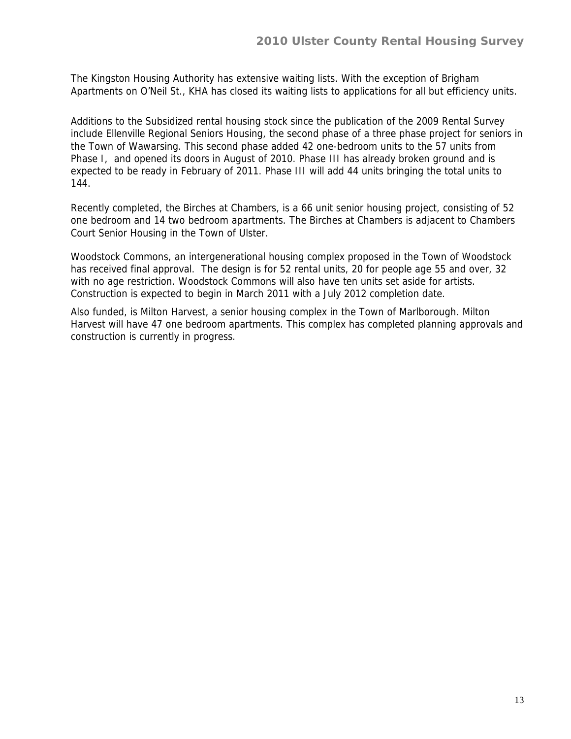The Kingston Housing Authority has extensive waiting lists. With the exception of Brigham Apartments on O'Neil St., KHA has closed its waiting lists to applications for all but efficiency units.

Additions to the Subsidized rental housing stock since the publication of the 2009 Rental Survey include Ellenville Regional Seniors Housing, the second phase of a three phase project for seniors in the Town of Wawarsing. This second phase added 42 one-bedroom units to the 57 units from Phase I, and opened its doors in August of 2010. Phase III has already broken ground and is expected to be ready in February of 2011. Phase III will add 44 units bringing the total units to 144.

Recently completed, the Birches at Chambers, is a 66 unit senior housing project, consisting of 52 one bedroom and 14 two bedroom apartments. The Birches at Chambers is adjacent to Chambers Court Senior Housing in the Town of Ulster.

Woodstock Commons, an intergenerational housing complex proposed in the Town of Woodstock has received final approval. The design is for 52 rental units, 20 for people age 55 and over, 32 with no age restriction. Woodstock Commons will also have ten units set aside for artists. Construction is expected to begin in March 2011 with a July 2012 completion date.

Also funded, is Milton Harvest, a senior housing complex in the Town of Marlborough. Milton Harvest will have 47 one bedroom apartments. This complex has completed planning approvals and construction is currently in progress.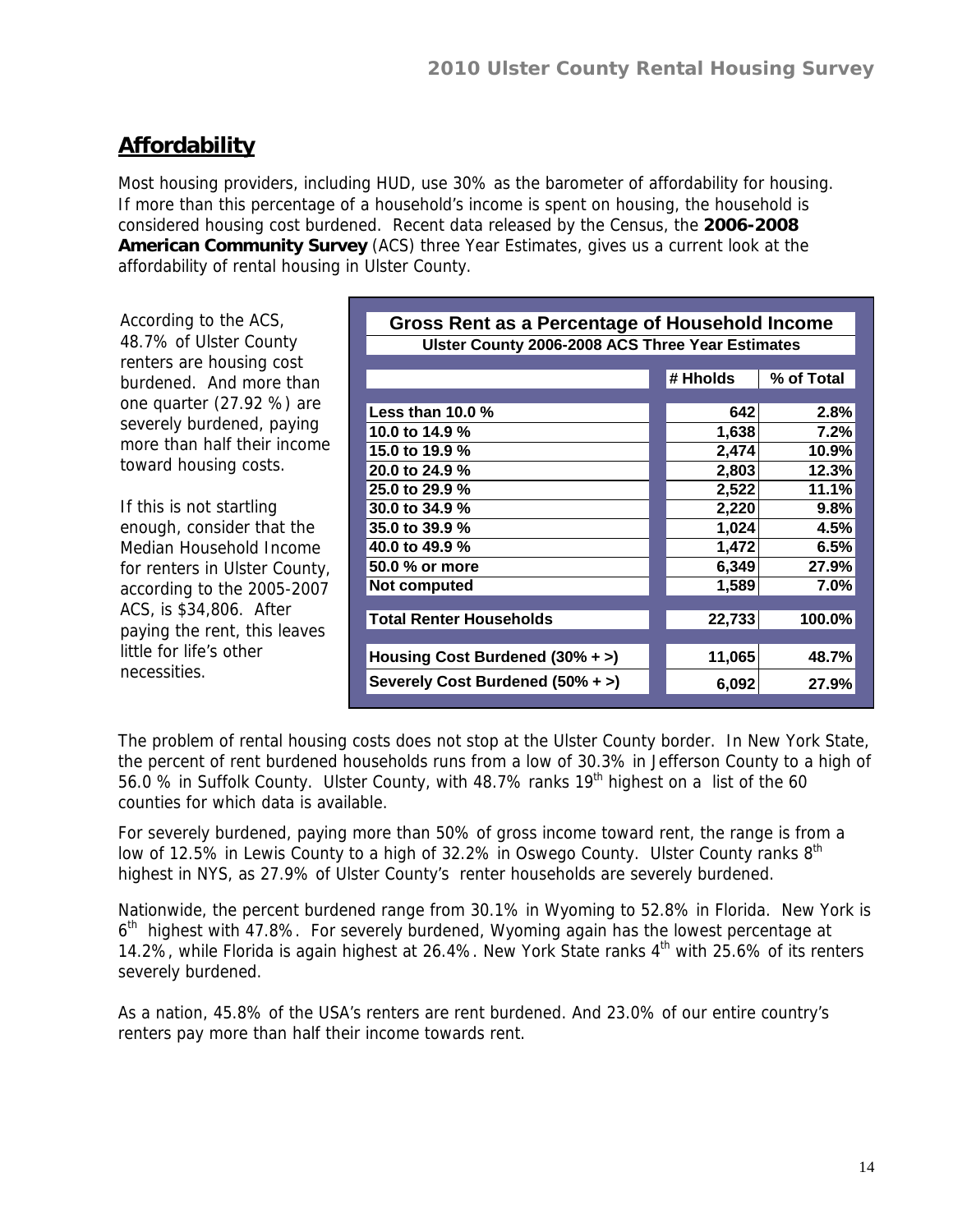## Affordability

Most housing providers, including HUD, use 30% as the barometer of affordability for housing. If more than this percentage of a household's income is spent on housing, the household is considered housing cost burdened. Recent data released by the Census, the **2006-2008 American Community Survey** (ACS) three Year Estimates, gives us a current look at the affordability of rental housing in Ulster County.

According to the ACS, 48.7% of Ulster County renters are housing cost burdened. And more than one quarter (27.92 %) are severely burdened, paying more than half their income toward housing costs.

If this is not startling enough, consider that the Median Household Income for renters in Ulster County, according to the 2005-2007 ACS, is $34,806. After paying the rent, this leaves little for life's other necessities.

**Gross Rent as a Percentage of Household Income**
**Ulster County 2006-2008 ACS Three Year Estimates**

| | # Hholds | % of Total |
|---|---|---|
| Less than 10.0 % | 642 | 2.8% |
| 10.0 to 14.9 % | 1,638 | 7.2% |
| 15.0 to 19.9 % | 2,474 | 10.9% |
| 20.0 to 24.9 % | 2,803 | 12.3% |
| 25.0 to 29.9 % | 2,522 | 11.1% |
| 30.0 to 34.9 % | 2,220 | 9.8% |
| 35.0 to 39.9 % | 1,024 | 4.5% |
| 40.0 to 49.9 % | 1,472 | 6.5% |
| 50.0 % or more | 6,349 | 27.9% |
| Not computed | 1,589 | 7.0% |
| Total Renter Households | 22,733 | 100.0% |
| Housing Cost Burdened (30% + >) | 11,065 | 48.7% |
| Severely Cost Burdened (50% + >) | 6,092 | 27.9% |

The problem of rental housing costs does not stop at the Ulster County border. In New York State, the percent of rent burdened households runs from a low of 30.3% in Jefferson County to a high of 56.0 % in Suffolk County. Ulster County, with 48.7% ranks 19th highest on a list of the 60 counties for which data is available.

For severely burdened, paying more than 50% of gross income toward rent, the range is from a low of 12.5% in Lewis County to a high of 32.2% in Oswego County. Ulster County ranks 8th highest in NYS, as 27.9% of Ulster County's renter households are severely burdened.

Nationwide, the percent burdened range from 30.1% in Wyoming to 52.8% in Florida. New York is 6th highest with 47.8%. For severely burdened, Wyoming again has the lowest percentage at 14.2%, while Florida is again highest at 26.4%. New York State ranks 4th with 25.6% of its renters severely burdened.

As a nation, 45.8% of the USA's renters are rent burdened. And 23.0% of our entire country's renters pay more than half their income towards rent.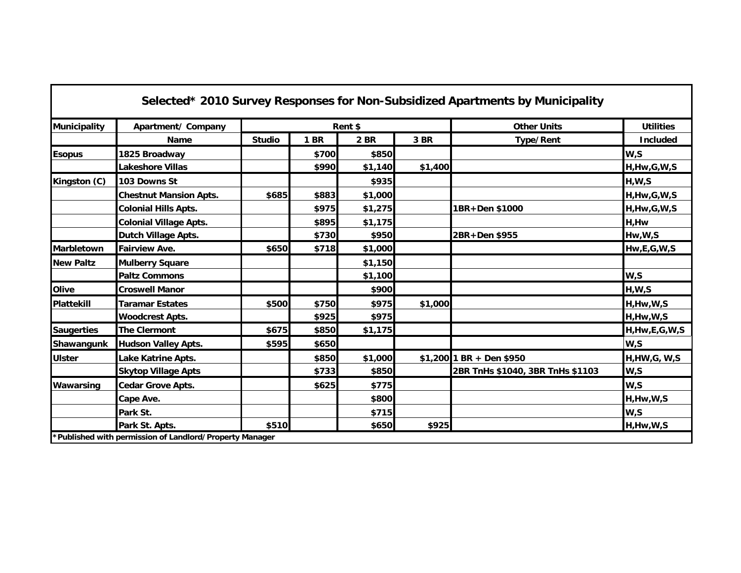## Selected* 2010 Survey Responses for Non-Subsidized Apartments by Municipality

| Municipality | Apartment/ Company | Rent $ | | | | Other Units | Utilities |
|---|---|---|---|---|---|---|---|
| | Name | Studio | 1 BR | 2 BR | 3 BR | Type/Rent | Included |
| Esopus | 1825 Broadway | | $700 | $850 | | | W,S |
| | Lakeshore Villas | | $990 | $1,140 | $1,400 | | H,Hw,G,W,S |
| Kingston (C) | 103 Downs St | | | $935 | | | H,W,S |
| | Chestnut Mansion Apts. | $685 | $883 | $1,000 | | | H,Hw,G,W,S |
| | Colonial Hills Apts. | | $975 | $1,275 | | 1BR+Den $1000 | H,Hw,G,W,S |
| | Colonial Village Apts. | | $895 | $1,175 | | | H,Hw |
| | Dutch Village Apts. | | $730 | $950 | | 2BR+Den $955 | Hw,W,S |
| Marbletown | Fairview Ave. | $650 | $718 | $1,000 | | | Hw,E,G,W,S |
| New Paltz | Mulberry Square | | | $1,150 | | | |
| | Paltz Commons | | | $1,100 | | | W,S |
| Olive | Croswell Manor | | | $900 | | | H,W,S |
| Plattekill | Taramar Estates | $500 | $750 | $975 | $1,000 | | H,Hw,W,S |
| | Woodcrest Apts. | | $925 | $975 | | | H,Hw,W,S |
| Saugerties | The Clermont | $675 | $850 | $1,175 | | | H,Hw,E,G,W,S |
| Shawangunk | Hudson Valley Apts. | $595 | $650 | | | | W,S |
| Ulster | Lake Katrine Apts. | | $850 | $1,000 | $1,200 | 1 BR + Den $950 | H,HW,G, W,S |
| | Skytop Village Apts | | $733 | $850 | | 2BR TnHs $1040, 3BR TnHs $1103 | W,S |
| Wawarsing | Cedar Grove Apts. | | $625 | $775 | | | W,S |
| | Cape Ave. | | | $800 | | | H,Hw,W,S |
| | Park St. | | | $715 | | | W,S |
| | Park St. Apts. | $510 | | $650 | $925 | | H,Hw,W,S |

*Published with permission of Landlord/Property Manager